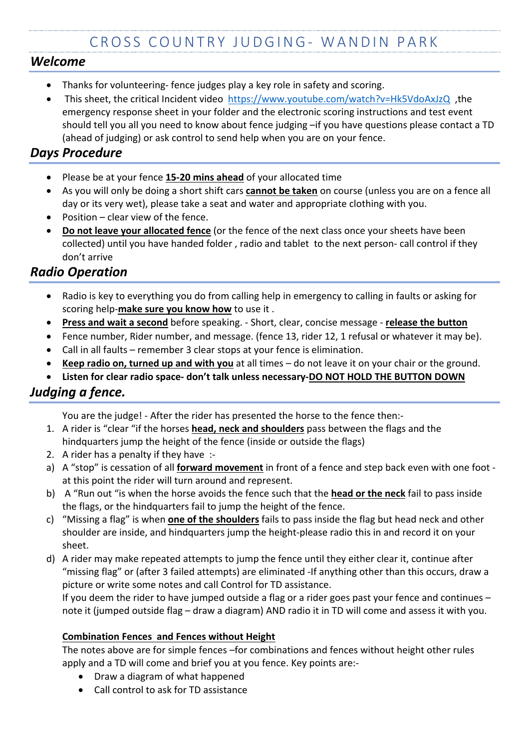#### CROSS COUNTRY JUDGING- WANDIN PARK

## *Welcome*

- Thanks for volunteering- fence judges play a key role in safety and scoring.
- This sheet, the critical Incident video https://www.youtube.com/watch?v=Hk5VdoAxJzQ ,the emergency response sheet in your folder and the electronic scoring instructions and test event should tell you all you need to know about fence judging –if you have questions please contact a TD (ahead of judging) or ask control to send help when you are on your fence.

## *Days Procedure*

- Please be at your fence **15-20 mins ahead** of your allocated time
- As you will only be doing a short shift cars **cannot be taken** on course (unless you are on a fence all day or its very wet), please take a seat and water and appropriate clothing with you.
- Position – clear view of the fence.
- **Do not leave your allocated fence** (or the fence of the next class once your sheets have been collected) until you have handed folder , radio and tablet to the next person- call control if they don't arrive

## *Radio Operation*

- Radio is key to everything you do from calling help in emergency to calling in faults or asking for scoring help-**make sure you know how** to use it .
- **Press and wait a second** before speaking. - Short, clear, concise message - **release the button**
- Fence number, Rider number, and message. (fence 13, rider 12, 1 refusal or whatever it may be).
- Call in all faults – remember 3 clear stops at your fence is elimination.
- **Keep radio on, turned up and with you** at all times – do not leave it on your chair or the ground.
- **Listen for clear radio space- don't talk unless necessary-DO NOT HOLD THE BUTTON DOWN**

## *Judging a fence.*

You are the judge! - After the rider has presented the horse to the fence then:-

1. A rider is "clear "if the horses **head, neck and shoulders** pass between the flags and the hindquarters jump the height of the fence (inside or outside the flags)
2. A rider has a penalty if they have :-

a) A "stop" is cessation of all **forward movement** in front of a fence and step back even with one foot - at this point the rider will turn around and represent.

b) A "Run out "is when the horse avoids the fence such that the **head or the neck** fail to pass inside the flags, or the hindquarters fail to jump the height of the fence.

c) "Missing a flag" is when **one of the shoulders** fails to pass inside the flag but head neck and other shoulder are inside, and hindquarters jump the height-please radio this in and record it on your sheet.

d) A rider may make repeated attempts to jump the fence until they either clear it, continue after "missing flag" or (after 3 failed attempts) are eliminated -If anything other than this occurs, draw a picture or write some notes and call Control for TD assistance.
If you deem the rider to have jumped outside a flag or a rider goes past your fence and continues – note it (jumped outside flag – draw a diagram) AND radio it in TD will come and assess it with you.

**Combination Fences and Fences without Height**

The notes above are for simple fences –for combinations and fences without height other rules apply and a TD will come and brief you at you fence. Key points are:-

- Draw a diagram of what happened
- Call control to ask for TD assistance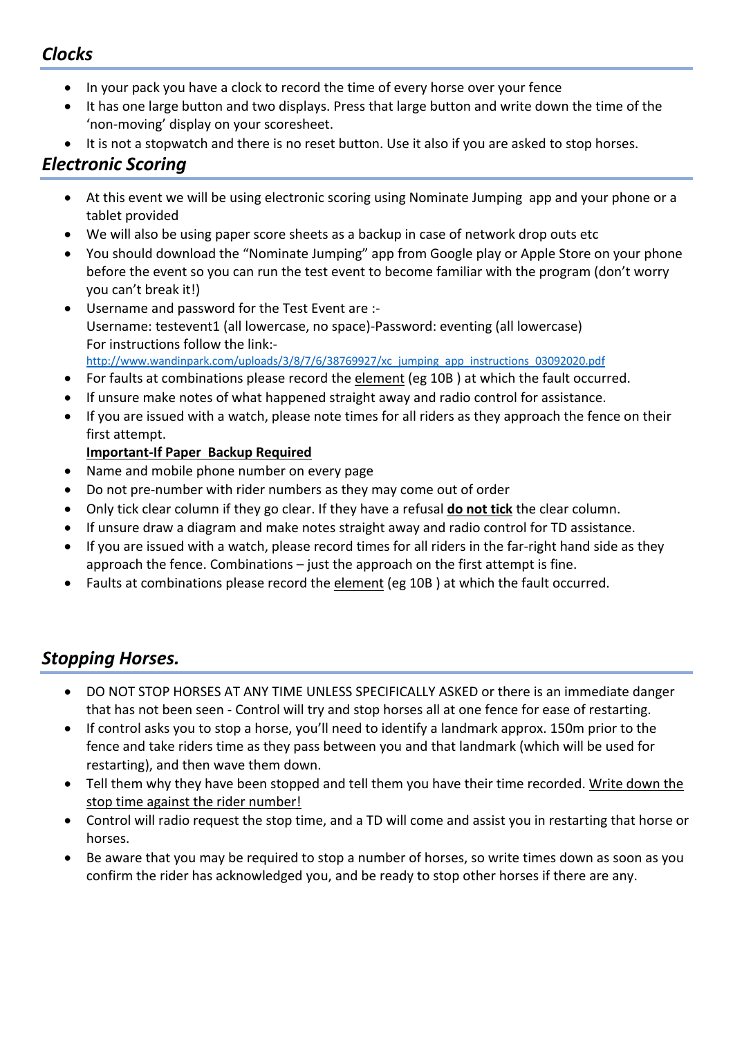## *Clocks*

- In your pack you have a clock to record the time of every horse over your fence
- It has one large button and two displays. Press that large button and write down the time of the 'non-moving' display on your scoresheet.
- It is not a stopwatch and there is no reset button. Use it also if you are asked to stop horses.

## *Electronic Scoring*

- At this event we will be using electronic scoring using Nominate Jumping app and your phone or a tablet provided
- We will also be using paper score sheets as a backup in case of network drop outs etc
- You should download the "Nominate Jumping" app from Google play or Apple Store on your phone before the event so you can run the test event to become familiar with the program (don't worry you can't break it!)
- Username and password for the Test Event are :-
  Username: testevent1 (all lowercase, no space)-Password: eventing (all lowercase)
  For instructions follow the link:-
  http://www.wandinpark.com/uploads/3/8/7/6/38769927/xc_jumping_app_instructions_03092020.pdf
- For faults at combinations please record the <u>element</u> (eg 10B ) at which the fault occurred.
- If unsure make notes of what happened straight away and radio control for assistance.
- If you are issued with a watch, please note times for all riders as they approach the fence on their first attempt.

  **<u>Important-If Paper Backup Required</u>**
- Name and mobile phone number on every page
- Do not pre-number with rider numbers as they may come out of order
- Only tick clear column if they go clear. If they have a refusal **<u>do not tick</u>** the clear column.
- If unsure draw a diagram and make notes straight away and radio control for TD assistance.
- If you are issued with a watch, please record times for all riders in the far-right hand side as they approach the fence. Combinations – just the approach on the first attempt is fine.
- Faults at combinations please record the <u>element</u> (eg 10B ) at which the fault occurred.

## *Stopping Horses.*

- DO NOT STOP HORSES AT ANY TIME UNLESS SPECIFICALLY ASKED or there is an immediate danger that has not been seen - Control will try and stop horses all at one fence for ease of restarting.
- If control asks you to stop a horse, you'll need to identify a landmark approx. 150m prior to the fence and take riders time as they pass between you and that landmark (which will be used for restarting), and then wave them down.
- Tell them why they have been stopped and tell them you have their time recorded. <u>Write down the stop time against the rider number!</u>
- Control will radio request the stop time, and a TD will come and assist you in restarting that horse or horses.
- Be aware that you may be required to stop a number of horses, so write times down as soon as you confirm the rider has acknowledged you, and be ready to stop other horses if there are any.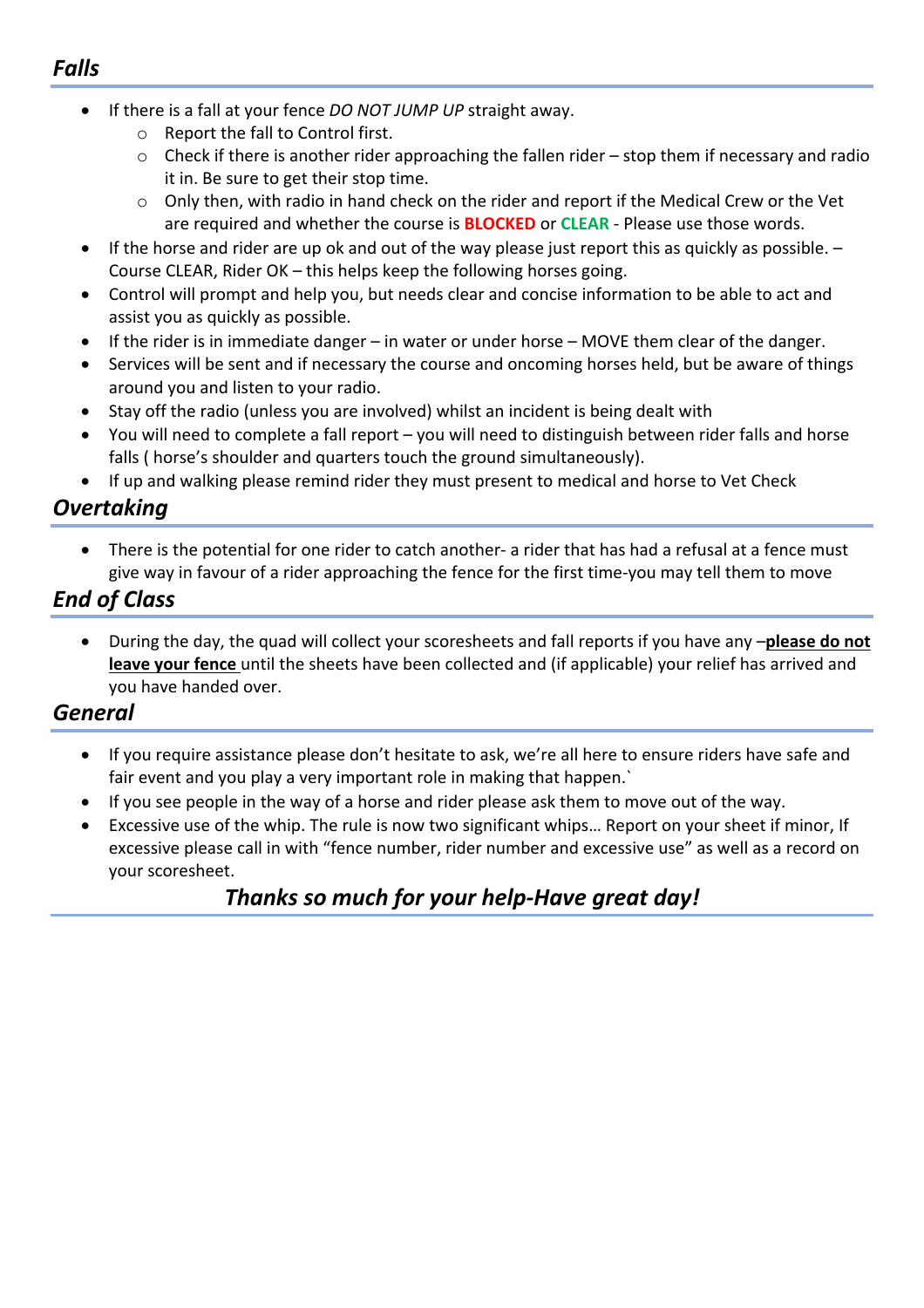## *Falls*

- If there is a fall at your fence *DO NOT JUMP UP* straight away.
  - Report the fall to Control first.
  - Check if there is another rider approaching the fallen rider – stop them if necessary and radio it in. Be sure to get their stop time.
  - Only then, with radio in hand check on the rider and report if the Medical Crew or the Vet are required and whether the course is **BLOCKED** or **CLEAR** - Please use those words.
- If the horse and rider are up ok and out of the way please just report this as quickly as possible. – Course CLEAR, Rider OK – this helps keep the following horses going.
- Control will prompt and help you, but needs clear and concise information to be able to act and assist you as quickly as possible.
- If the rider is in immediate danger – in water or under horse – MOVE them clear of the danger.
- Services will be sent and if necessary the course and oncoming horses held, but be aware of things around you and listen to your radio.
- Stay off the radio (unless you are involved) whilst an incident is being dealt with
- You will need to complete a fall report – you will need to distinguish between rider falls and horse falls ( horse's shoulder and quarters touch the ground simultaneously).
- If up and walking please remind rider they must present to medical and horse to Vet Check

## *Overtaking*

- There is the potential for one rider to catch another- a rider that has had a refusal at a fence must give way in favour of a rider approaching the fence for the first time-you may tell them to move

## *End of Class*

- During the day, the quad will collect your scoresheets and fall reports if you have any –**please do not leave your fence** until the sheets have been collected and (if applicable) your relief has arrived and you have handed over.

## *General*

- If you require assistance please don't hesitate to ask, we're all here to ensure riders have safe and fair event and you play a very important role in making that happen.`
- If you see people in the way of a horse and rider please ask them to move out of the way.
- Excessive use of the whip. The rule is now two significant whips… Report on your sheet if minor, If excessive please call in with "fence number, rider number and excessive use" as well as a record on your scoresheet.

***Thanks so much for your help-Have great day!***